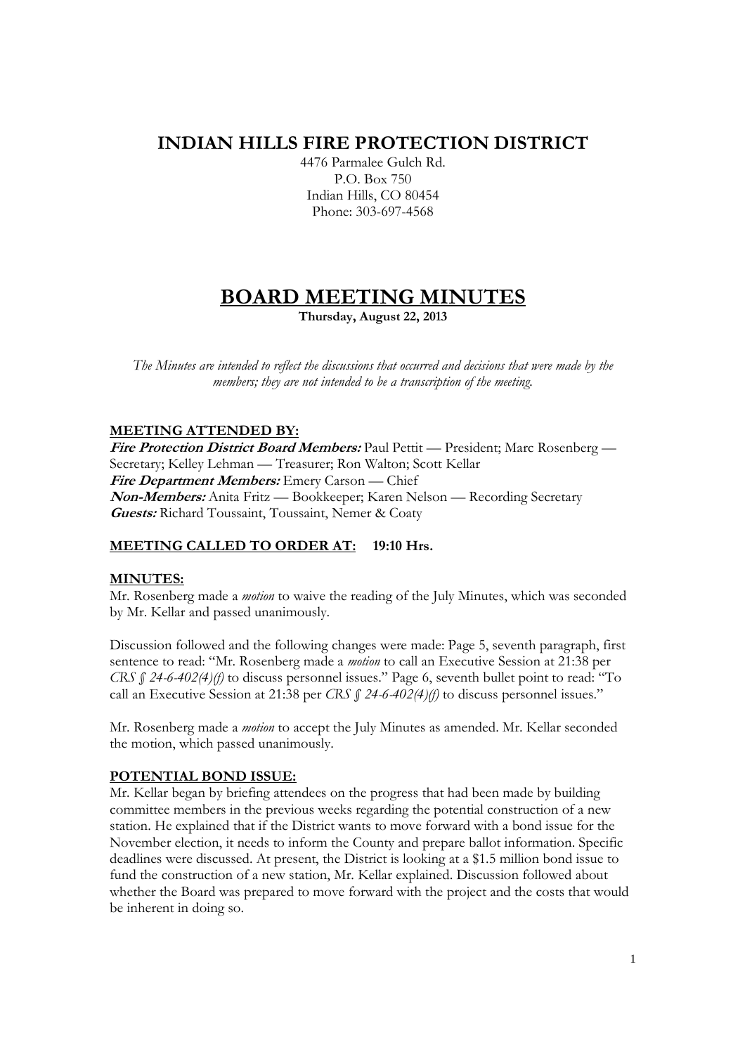# INDIAN HILLS FIRE PROTECTION DISTRICT

4476 Parmalee Gulch Rd.
P.O. Box 750
Indian Hills, CO 80454
Phone: 303-697-4568

# BOARD MEETING MINUTES

**Thursday, August 22, 2013**

*The Minutes are intended to reflect the discussions that occurred and decisions that were made by the members; they are not intended to be a transcription of the meeting.*

## MEETING ATTENDED BY:

***Fire Protection District Board Members:*** Paul Pettit — President; Marc Rosenberg — Secretary; Kelley Lehman — Treasurer; Ron Walton; Scott Kellar
***Fire Department Members:*** Emery Carson — Chief
***Non-Members:*** Anita Fritz — Bookkeeper; Karen Nelson — Recording Secretary
***Guests:*** Richard Toussaint, Toussaint, Nemer & Coaty

## MEETING CALLED TO ORDER AT: **19:10 Hrs.**

## MINUTES:

Mr. Rosenberg made a *motion* to waive the reading of the July Minutes, which was seconded by Mr. Kellar and passed unanimously.

Discussion followed and the following changes were made: Page 5, seventh paragraph, first sentence to read: "Mr. Rosenberg made a *motion* to call an Executive Session at 21:38 per *CRS § 24-6-402(4)(f)* to discuss personnel issues." Page 6, seventh bullet point to read: "To call an Executive Session at 21:38 per *CRS § 24-6-402(4)(f)* to discuss personnel issues."

Mr. Rosenberg made a *motion* to accept the July Minutes as amended. Mr. Kellar seconded the motion, which passed unanimously.

## POTENTIAL BOND ISSUE:

Mr. Kellar began by briefing attendees on the progress that had been made by building committee members in the previous weeks regarding the potential construction of a new station. He explained that if the District wants to move forward with a bond issue for the November election, it needs to inform the County and prepare ballot information. Specific deadlines were discussed. At present, the District is looking at a $1.5 million bond issue to fund the construction of a new station, Mr. Kellar explained. Discussion followed about whether the Board was prepared to move forward with the project and the costs that would be inherent in doing so.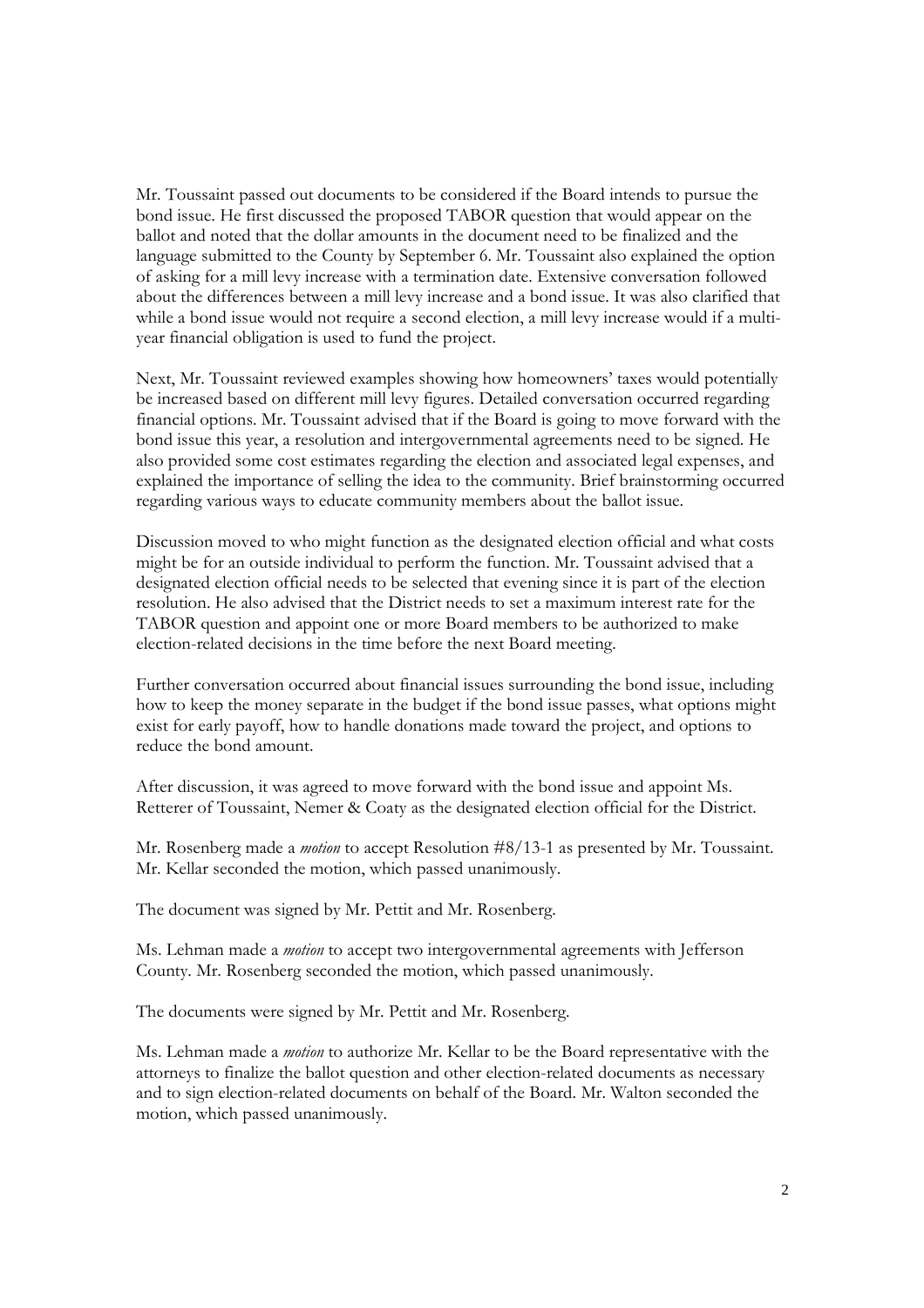Mr. Toussaint passed out documents to be considered if the Board intends to pursue the bond issue. He first discussed the proposed TABOR question that would appear on the ballot and noted that the dollar amounts in the document need to be finalized and the language submitted to the County by September 6. Mr. Toussaint also explained the option of asking for a mill levy increase with a termination date. Extensive conversation followed about the differences between a mill levy increase and a bond issue. It was also clarified that while a bond issue would not require a second election, a mill levy increase would if a multi-year financial obligation is used to fund the project.

Next, Mr. Toussaint reviewed examples showing how homeowners' taxes would potentially be increased based on different mill levy figures. Detailed conversation occurred regarding financial options. Mr. Toussaint advised that if the Board is going to move forward with the bond issue this year, a resolution and intergovernmental agreements need to be signed. He also provided some cost estimates regarding the election and associated legal expenses, and explained the importance of selling the idea to the community. Brief brainstorming occurred regarding various ways to educate community members about the ballot issue.

Discussion moved to who might function as the designated election official and what costs might be for an outside individual to perform the function. Mr. Toussaint advised that a designated election official needs to be selected that evening since it is part of the election resolution. He also advised that the District needs to set a maximum interest rate for the TABOR question and appoint one or more Board members to be authorized to make election-related decisions in the time before the next Board meeting.

Further conversation occurred about financial issues surrounding the bond issue, including how to keep the money separate in the budget if the bond issue passes, what options might exist for early payoff, how to handle donations made toward the project, and options to reduce the bond amount.

After discussion, it was agreed to move forward with the bond issue and appoint Ms. Retterer of Toussaint, Nemer & Coaty as the designated election official for the District.

Mr. Rosenberg made a *motion* to accept Resolution #8/13-1 as presented by Mr. Toussaint. Mr. Kellar seconded the motion, which passed unanimously.

The document was signed by Mr. Pettit and Mr. Rosenberg.

Ms. Lehman made a *motion* to accept two intergovernmental agreements with Jefferson County. Mr. Rosenberg seconded the motion, which passed unanimously.

The documents were signed by Mr. Pettit and Mr. Rosenberg.

Ms. Lehman made a *motion* to authorize Mr. Kellar to be the Board representative with the attorneys to finalize the ballot question and other election-related documents as necessary and to sign election-related documents on behalf of the Board. Mr. Walton seconded the motion, which passed unanimously.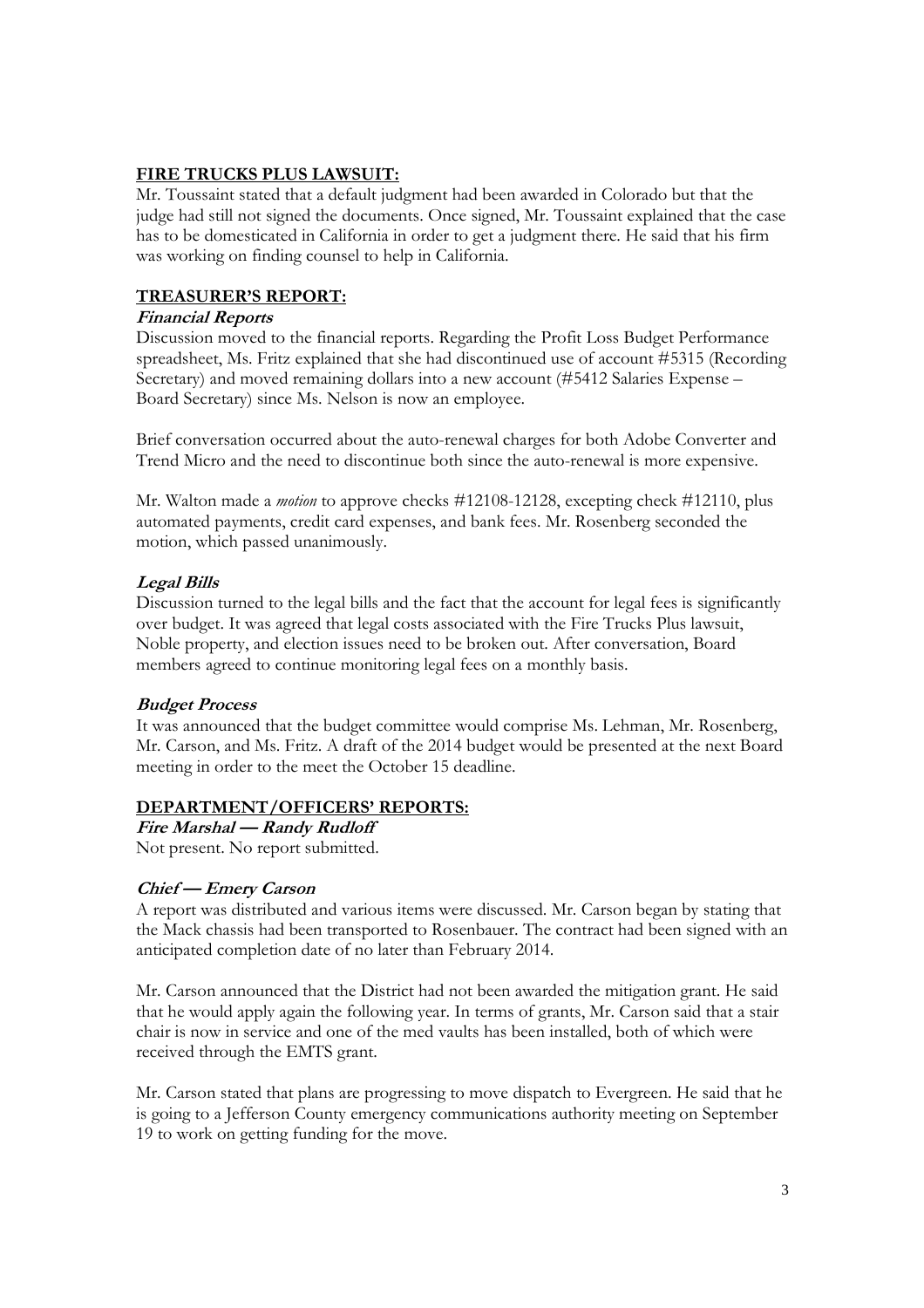## FIRE TRUCKS PLUS LAWSUIT:

Mr. Toussaint stated that a default judgment had been awarded in Colorado but that the judge had still not signed the documents. Once signed, Mr. Toussaint explained that the case has to be domesticated in California in order to get a judgment there. He said that his firm was working on finding counsel to help in California.

## TREASURER'S REPORT:

### *Financial Reports*

Discussion moved to the financial reports. Regarding the Profit Loss Budget Performance spreadsheet, Ms. Fritz explained that she had discontinued use of account #5315 (Recording Secretary) and moved remaining dollars into a new account (#5412 Salaries Expense – Board Secretary) since Ms. Nelson is now an employee.

Brief conversation occurred about the auto-renewal charges for both Adobe Converter and Trend Micro and the need to discontinue both since the auto-renewal is more expensive.

Mr. Walton made a *motion* to approve checks #12108-12128, excepting check #12110, plus automated payments, credit card expenses, and bank fees. Mr. Rosenberg seconded the motion, which passed unanimously.

### *Legal Bills*

Discussion turned to the legal bills and the fact that the account for legal fees is significantly over budget. It was agreed that legal costs associated with the Fire Trucks Plus lawsuit, Noble property, and election issues need to be broken out. After conversation, Board members agreed to continue monitoring legal fees on a monthly basis.

### *Budget Process*

It was announced that the budget committee would comprise Ms. Lehman, Mr. Rosenberg, Mr. Carson, and Ms. Fritz. A draft of the 2014 budget would be presented at the next Board meeting in order to the meet the October 15 deadline.

## DEPARTMENT/OFFICERS' REPORTS:

### *Fire Marshal — Randy Rudloff*

Not present. No report submitted.

### *Chief — Emery Carson*

A report was distributed and various items were discussed. Mr. Carson began by stating that the Mack chassis had been transported to Rosenbauer. The contract had been signed with an anticipated completion date of no later than February 2014.

Mr. Carson announced that the District had not been awarded the mitigation grant. He said that he would apply again the following year. In terms of grants, Mr. Carson said that a stair chair is now in service and one of the med vaults has been installed, both of which were received through the EMTS grant.

Mr. Carson stated that plans are progressing to move dispatch to Evergreen. He said that he is going to a Jefferson County emergency communications authority meeting on September 19 to work on getting funding for the move.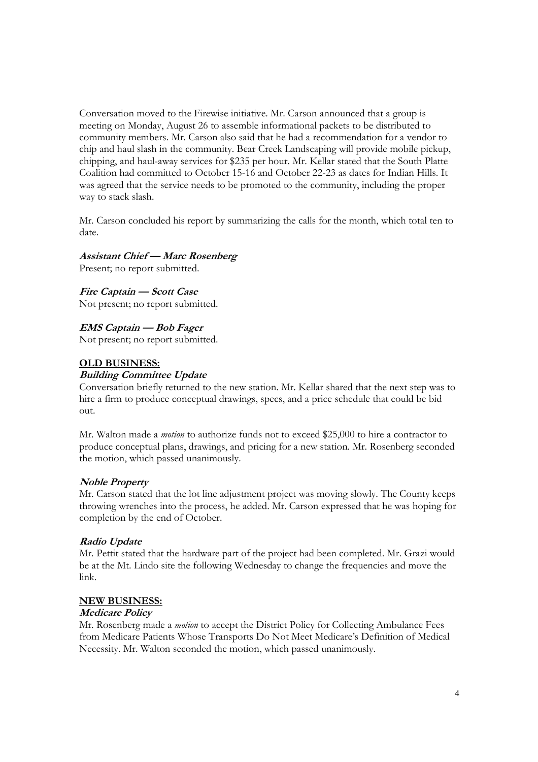Conversation moved to the Firewise initiative. Mr. Carson announced that a group is meeting on Monday, August 26 to assemble informational packets to be distributed to community members. Mr. Carson also said that he had a recommendation for a vendor to chip and haul slash in the community. Bear Creek Landscaping will provide mobile pickup, chipping, and haul-away services for $235 per hour. Mr. Kellar stated that the South Platte Coalition had committed to October 15-16 and October 22-23 as dates for Indian Hills. It was agreed that the service needs to be promoted to the community, including the proper way to stack slash.

Mr. Carson concluded his report by summarizing the calls for the month, which total ten to date.

***Assistant Chief — Marc Rosenberg***
Present; no report submitted.

***Fire Captain — Scott Case***
Not present; no report submitted.

***EMS Captain — Bob Fager***
Not present; no report submitted.

## OLD BUSINESS:

***Building Committee Update***
Conversation briefly returned to the new station. Mr. Kellar shared that the next step was to hire a firm to produce conceptual drawings, specs, and a price schedule that could be bid out.

Mr. Walton made a *motion* to authorize funds not to exceed $25,000 to hire a contractor to produce conceptual plans, drawings, and pricing for a new station. Mr. Rosenberg seconded the motion, which passed unanimously.

***Noble Property***
Mr. Carson stated that the lot line adjustment project was moving slowly. The County keeps throwing wrenches into the process, he added. Mr. Carson expressed that he was hoping for completion by the end of October.

***Radio Update***
Mr. Pettit stated that the hardware part of the project had been completed. Mr. Grazi would be at the Mt. Lindo site the following Wednesday to change the frequencies and move the link.

## NEW BUSINESS:

***Medicare Policy***
Mr. Rosenberg made a *motion* to accept the District Policy for Collecting Ambulance Fees from Medicare Patients Whose Transports Do Not Meet Medicare's Definition of Medical Necessity. Mr. Walton seconded the motion, which passed unanimously.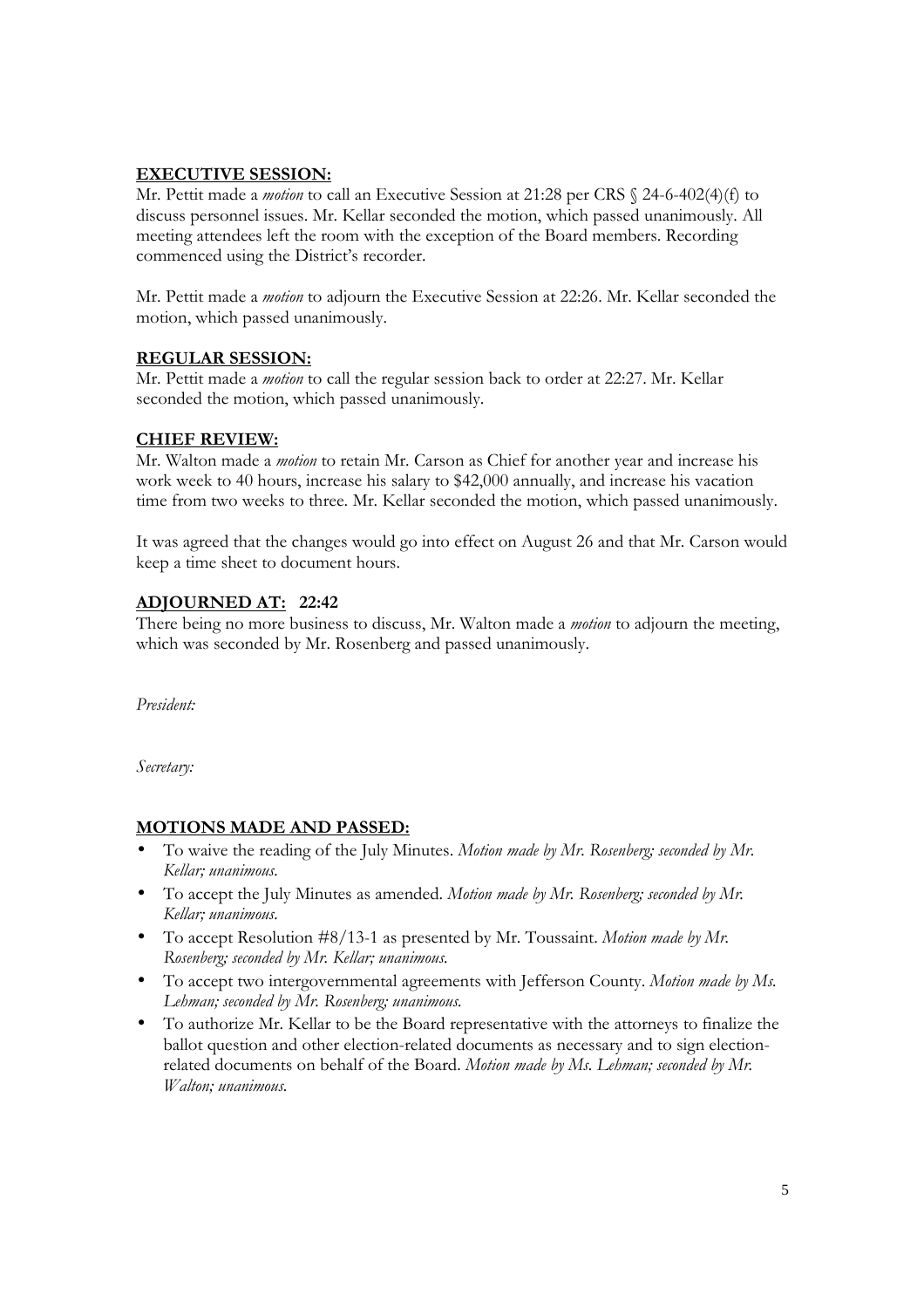**EXECUTIVE SESSION:**

Mr. Pettit made a *motion* to call an Executive Session at 21:28 per CRS § 24-6-402(4)(f) to discuss personnel issues. Mr. Kellar seconded the motion, which passed unanimously. All meeting attendees left the room with the exception of the Board members. Recording commenced using the District's recorder.

Mr. Pettit made a *motion* to adjourn the Executive Session at 22:26. Mr. Kellar seconded the motion, which passed unanimously.

**REGULAR SESSION:**

Mr. Pettit made a *motion* to call the regular session back to order at 22:27. Mr. Kellar seconded the motion, which passed unanimously.

**CHIEF REVIEW:**

Mr. Walton made a *motion* to retain Mr. Carson as Chief for another year and increase his work week to 40 hours, increase his salary to $42,000 annually, and increase his vacation time from two weeks to three. Mr. Kellar seconded the motion, which passed unanimously.

It was agreed that the changes would go into effect on August 26 and that Mr. Carson would keep a time sheet to document hours.

**ADJOURNED AT: 22:42**

There being no more business to discuss, Mr. Walton made a *motion* to adjourn the meeting, which was seconded by Mr. Rosenberg and passed unanimously.

*President:*

*Secretary:*

**MOTIONS MADE AND PASSED:**

- To waive the reading of the July Minutes. *Motion made by Mr. Rosenberg; seconded by Mr. Kellar; unanimous.*
- To accept the July Minutes as amended. *Motion made by Mr. Rosenberg; seconded by Mr. Kellar; unanimous.*
- To accept Resolution #8/13-1 as presented by Mr. Toussaint. *Motion made by Mr. Rosenberg; seconded by Mr. Kellar; unanimous.*
- To accept two intergovernmental agreements with Jefferson County. *Motion made by Ms. Lehman; seconded by Mr. Rosenberg; unanimous.*
- To authorize Mr. Kellar to be the Board representative with the attorneys to finalize the ballot question and other election-related documents as necessary and to sign election-related documents on behalf of the Board. *Motion made by Ms. Lehman; seconded by Mr. Walton; unanimous.*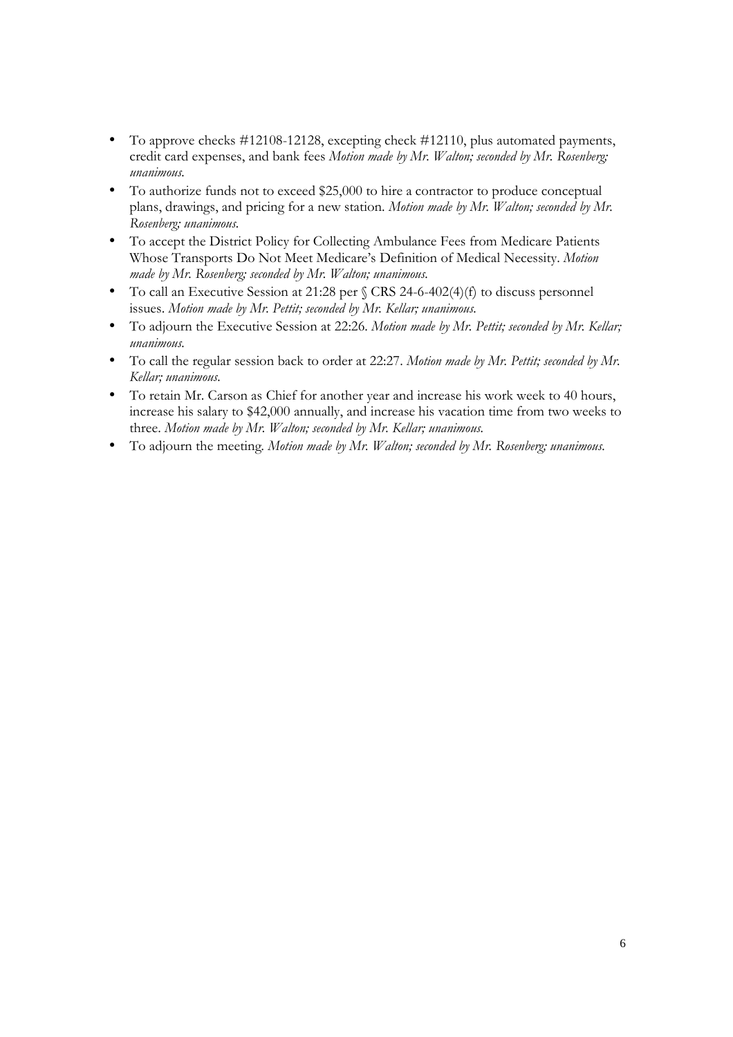- To approve checks #12108-12128, excepting check #12110, plus automated payments, credit card expenses, and bank fees *Motion made by Mr. Walton; seconded by Mr. Rosenberg; unanimous.*
- To authorize funds not to exceed $25,000 to hire a contractor to produce conceptual plans, drawings, and pricing for a new station. *Motion made by Mr. Walton; seconded by Mr. Rosenberg; unanimous.*
- To accept the District Policy for Collecting Ambulance Fees from Medicare Patients Whose Transports Do Not Meet Medicare's Definition of Medical Necessity. *Motion made by Mr. Rosenberg; seconded by Mr. Walton; unanimous.*
- To call an Executive Session at 21:28 per § CRS 24-6-402(4)(f) to discuss personnel issues. *Motion made by Mr. Pettit; seconded by Mr. Kellar; unanimous.*
- To adjourn the Executive Session at 22:26. *Motion made by Mr. Pettit; seconded by Mr. Kellar; unanimous.*
- To call the regular session back to order at 22:27. *Motion made by Mr. Pettit; seconded by Mr. Kellar; unanimous.*
- To retain Mr. Carson as Chief for another year and increase his work week to 40 hours, increase his salary to $42,000 annually, and increase his vacation time from two weeks to three. *Motion made by Mr. Walton; seconded by Mr. Kellar; unanimous.*
- To adjourn the meeting. *Motion made by Mr. Walton; seconded by Mr. Rosenberg; unanimous.*